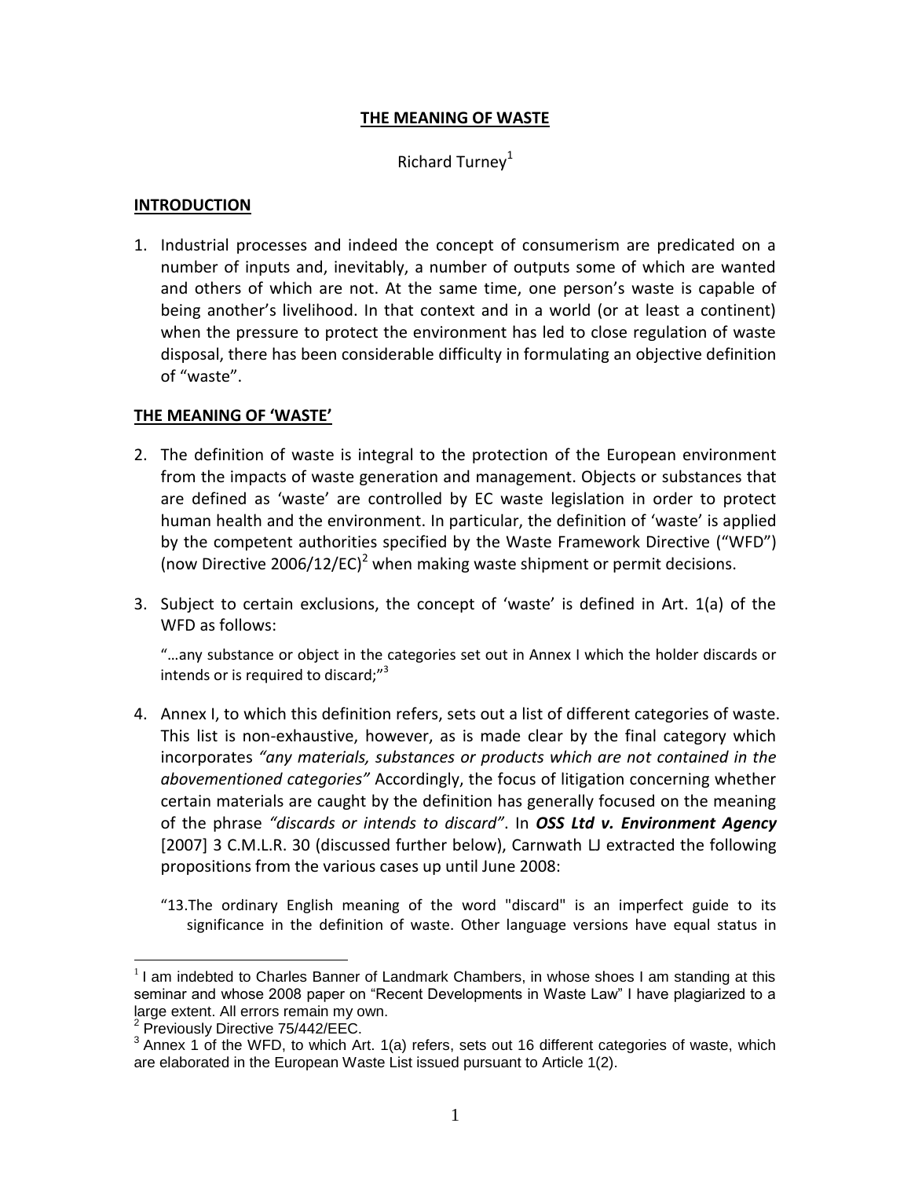# THE MEANING OF WASTE

Richard Turney[1]

## INTRODUCTION

1. Industrial processes and indeed the concept of consumerism are predicated on a number of inputs and, inevitably, a number of outputs some of which are wanted and others of which are not. At the same time, one person's waste is capable of being another's livelihood. In that context and in a world (or at least a continent) when the pressure to protect the environment has led to close regulation of waste disposal, there has been considerable difficulty in formulating an objective definition of "waste".

## THE MEANING OF 'WASTE'

2. The definition of waste is integral to the protection of the European environment from the impacts of waste generation and management. Objects or substances that are defined as 'waste' are controlled by EC waste legislation in order to protect human health and the environment. In particular, the definition of 'waste' is applied by the competent authorities specified by the Waste Framework Directive ("WFD") (now Directive 2006/12/EC)[2] when making waste shipment or permit decisions.

3. Subject to certain exclusions, the concept of 'waste' is defined in Art. 1(a) of the WFD as follows:

   "…any substance or object in the categories set out in Annex I which the holder discards or intends or is required to discard;"[3]

4. Annex I, to which this definition refers, sets out a list of different categories of waste. This list is non-exhaustive, however, as is made clear by the final category which incorporates *"any materials, substances or products which are not contained in the abovementioned categories"* Accordingly, the focus of litigation concerning whether certain materials are caught by the definition has generally focused on the meaning of the phrase *"discards or intends to discard"*. In ***OSS Ltd v. Environment Agency*** [2007] 3 C.M.L.R. 30 (discussed further below), Carnwath LJ extracted the following propositions from the various cases up until June 2008:

   "13.The ordinary English meaning of the word "discard" is an imperfect guide to its significance in the definition of waste. Other language versions have equal status in

---

[1] I am indebted to Charles Banner of Landmark Chambers, in whose shoes I am standing at this seminar and whose 2008 paper on "Recent Developments in Waste Law" I have plagiarized to a large extent. All errors remain my own.

[2] Previously Directive 75/442/EEC.

[3] Annex 1 of the WFD, to which Art. 1(a) refers, sets out 16 different categories of waste, which are elaborated in the European Waste List issued pursuant to Article 1(2).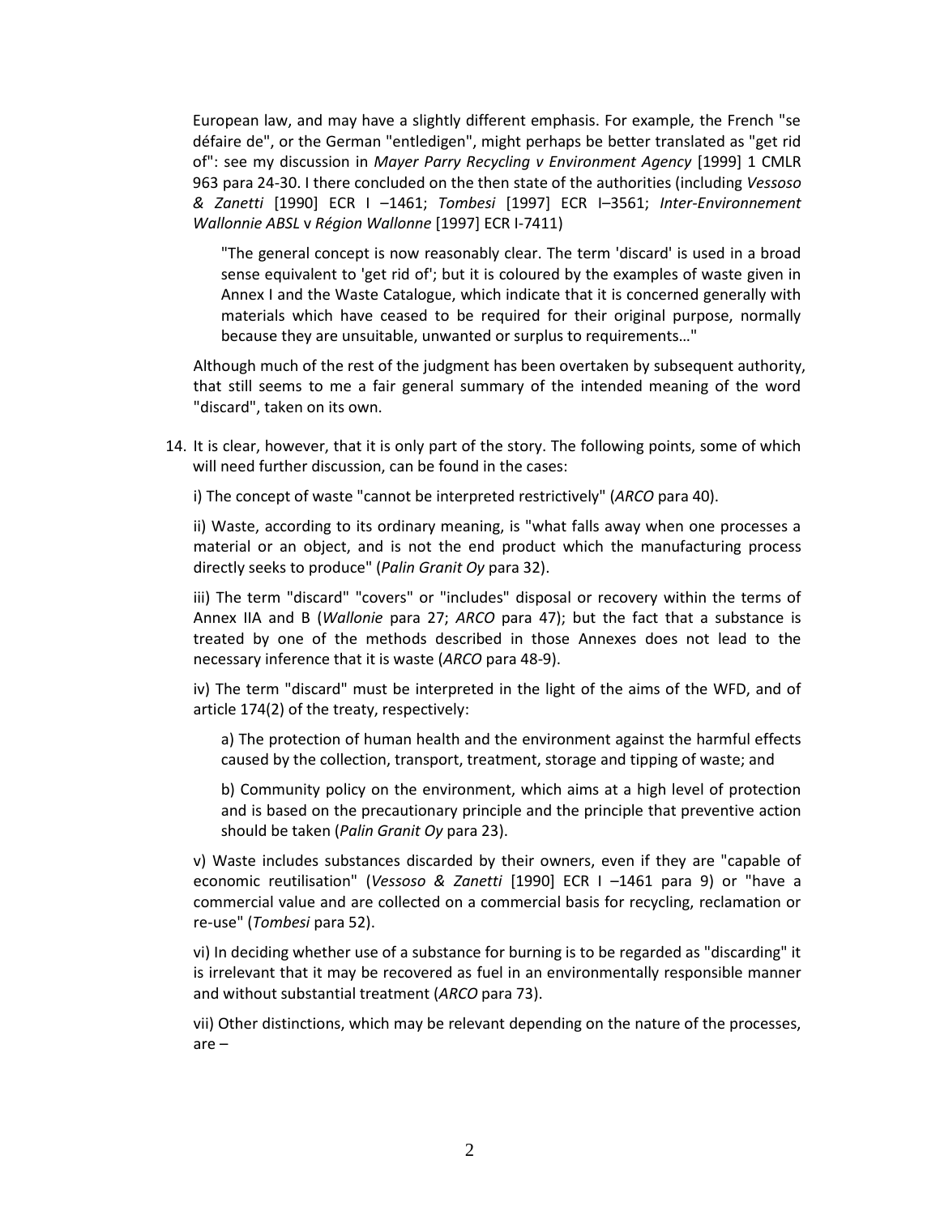European law, and may have a slightly different emphasis. For example, the French "se défaire de", or the German "entledigen", might perhaps be better translated as "get rid of": see my discussion in *Mayer Parry Recycling v Environment Agency* [1999] 1 CMLR 963 para 24-30. I there concluded on the then state of the authorities (including *Vessoso & Zanetti* [1990] ECR I –1461; *Tombesi* [1997] ECR I–3561; *Inter-Environnement Wallonnie ABSL* v *Région Wallonne* [1997] ECR I-7411)

> "The general concept is now reasonably clear. The term 'discard' is used in a broad sense equivalent to 'get rid of'; but it is coloured by the examples of waste given in Annex I and the Waste Catalogue, which indicate that it is concerned generally with materials which have ceased to be required for their original purpose, normally because they are unsuitable, unwanted or surplus to requirements…"

Although much of the rest of the judgment has been overtaken by subsequent authority, that still seems to me a fair general summary of the intended meaning of the word "discard", taken on its own.

14. It is clear, however, that it is only part of the story. The following points, some of which will need further discussion, can be found in the cases:

i) The concept of waste "cannot be interpreted restrictively" (*ARCO* para 40).

ii) Waste, according to its ordinary meaning, is "what falls away when one processes a material or an object, and is not the end product which the manufacturing process directly seeks to produce" (*Palin Granit Oy* para 32).

iii) The term "discard" "covers" or "includes" disposal or recovery within the terms of Annex IIA and B (*Wallonie* para 27; *ARCO* para 47); but the fact that a substance is treated by one of the methods described in those Annexes does not lead to the necessary inference that it is waste (*ARCO* para 48-9).

iv) The term "discard" must be interpreted in the light of the aims of the WFD, and of article 174(2) of the treaty, respectively:

> a) The protection of human health and the environment against the harmful effects caused by the collection, transport, treatment, storage and tipping of waste; and
>
> b) Community policy on the environment, which aims at a high level of protection and is based on the precautionary principle and the principle that preventive action should be taken (*Palin Granit Oy* para 23).

v) Waste includes substances discarded by their owners, even if they are "capable of economic reutilisation" (*Vessoso & Zanetti* [1990] ECR I –1461 para 9) or "have a commercial value and are collected on a commercial basis for recycling, reclamation or re-use" (*Tombesi* para 52).

vi) In deciding whether use of a substance for burning is to be regarded as "discarding" it is irrelevant that it may be recovered as fuel in an environmentally responsible manner and without substantial treatment (*ARCO* para 73).

vii) Other distinctions, which may be relevant depending on the nature of the processes, are –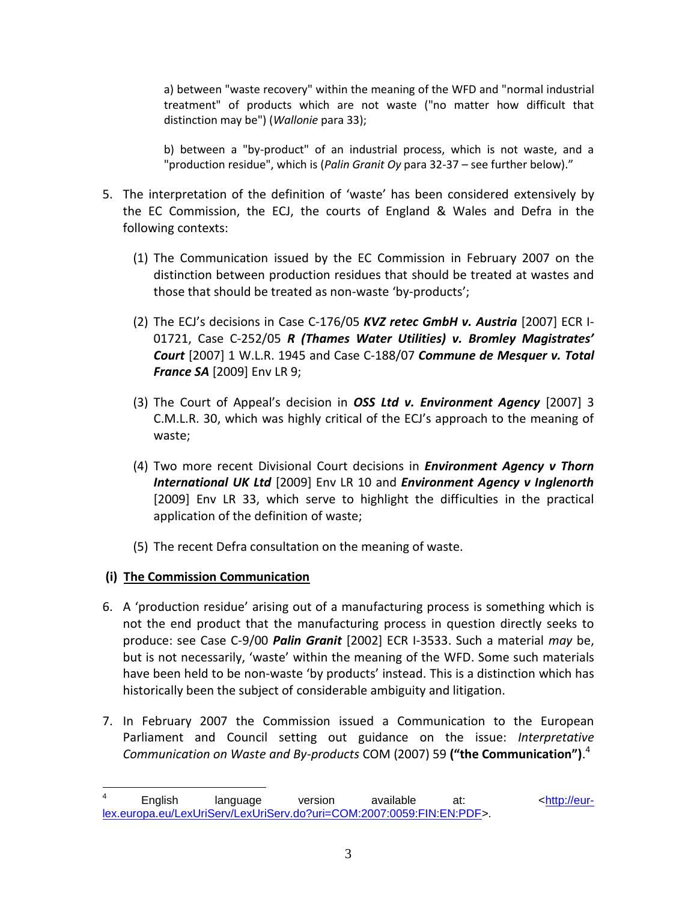a) between "waste recovery" within the meaning of the WFD and "normal industrial treatment" of products which are not waste ("no matter how difficult that distinction may be") (*Wallonie* para 33);

b) between a "by-product" of an industrial process, which is not waste, and a "production residue", which is (*Palin Granit Oy* para 32-37 – see further below)."

5. The interpretation of the definition of 'waste' has been considered extensively by the EC Commission, the ECJ, the courts of England & Wales and Defra in the following contexts:

   (1) The Communication issued by the EC Commission in February 2007 on the distinction between production residues that should be treated at wastes and those that should be treated as non-waste 'by-products';

   (2) The ECJ's decisions in Case C-176/05 ***KVZ retec GmbH v. Austria*** [2007] ECR I-01721, Case C-252/05 ***R (Thames Water Utilities) v. Bromley Magistrates' Court*** [2007] 1 W.L.R. 1945 and Case C-188/07 ***Commune de Mesquer v. Total France SA*** [2009] Env LR 9;

   (3) The Court of Appeal's decision in ***OSS Ltd v. Environment Agency*** [2007] 3 C.M.L.R. 30, which was highly critical of the ECJ's approach to the meaning of waste;

   (4) Two more recent Divisional Court decisions in ***Environment Agency v Thorn International UK Ltd*** [2009] Env LR 10 and ***Environment Agency v Inglenorth*** [2009] Env LR 33, which serve to highlight the difficulties in the practical application of the definition of waste;

   (5) The recent Defra consultation on the meaning of waste.

## (i) The Commission Communication

6. A 'production residue' arising out of a manufacturing process is something which is not the end product that the manufacturing process in question directly seeks to produce: see Case C-9/00 ***Palin Granit*** [2002] ECR I-3533. Such a material *may* be, but is not necessarily, 'waste' within the meaning of the WFD. Some such materials have been held to be non-waste 'by products' instead. This is a distinction which has historically been the subject of considerable ambiguity and litigation.

7. In February 2007 the Commission issued a Communication to the European Parliament and Council setting out guidance on the issue: *Interpretative Communication on Waste and By-products* COM (2007) 59 **("the Communication")**.[4]

---

[4] English language version available at: <http://eur-lex.europa.eu/LexUriServ/LexUriServ.do?uri=COM:2007:0059:FIN:EN:PDF>.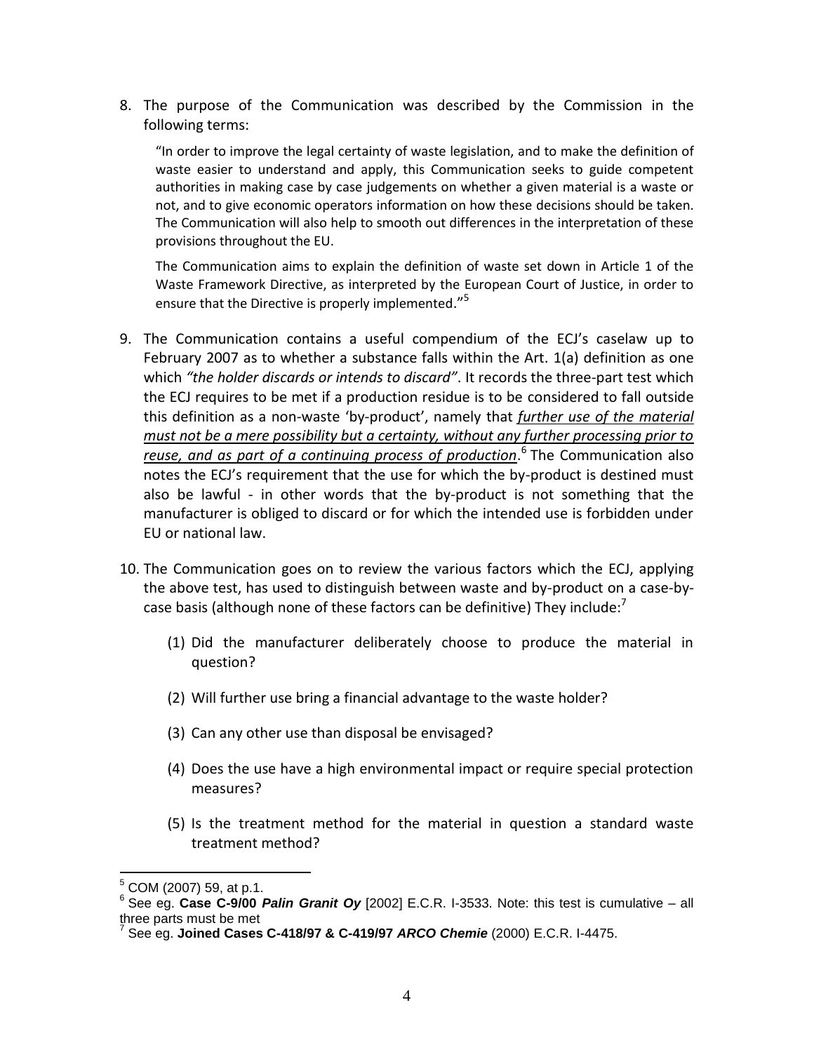8. The purpose of the Communication was described by the Commission in the following terms:

   "In order to improve the legal certainty of waste legislation, and to make the definition of waste easier to understand and apply, this Communication seeks to guide competent authorities in making case by case judgements on whether a given material is a waste or not, and to give economic operators information on how these decisions should be taken. The Communication will also help to smooth out differences in the interpretation of these provisions throughout the EU.

   The Communication aims to explain the definition of waste set down in Article 1 of the Waste Framework Directive, as interpreted by the European Court of Justice, in order to ensure that the Directive is properly implemented."[5]

9. The Communication contains a useful compendium of the ECJ's caselaw up to February 2007 as to whether a substance falls within the Art. 1(a) definition as one which *"the holder discards or intends to discard"*. It records the three-part test which the ECJ requires to be met if a production residue is to be considered to fall outside this definition as a non-waste 'by-product', namely that *further use of the material must not be a mere possibility but a certainty, without any further processing prior to reuse, and as part of a continuing process of production*.[6] The Communication also notes the ECJ's requirement that the use for which the by-product is destined must also be lawful - in other words that the by-product is not something that the manufacturer is obliged to discard or for which the intended use is forbidden under EU or national law.

10. The Communication goes on to review the various factors which the ECJ, applying the above test, has used to distinguish between waste and by-product on a case-by-case basis (although none of these factors can be definitive) They include:[7]

    (1) Did the manufacturer deliberately choose to produce the material in question?

    (2) Will further use bring a financial advantage to the waste holder?

    (3) Can any other use than disposal be envisaged?

    (4) Does the use have a high environmental impact or require special protection measures?

    (5) Is the treatment method for the material in question a standard waste treatment method?

---

[5] COM (2007) 59, at p.1.

[6] See eg. **Case C-9/00 *Palin Granit Oy*** [2002] E.C.R. I-3533. Note: this test is cumulative – all three parts must be met

[7] See eg. **Joined Cases C-418/97 & C-419/97 *ARCO Chemie*** (2000) E.C.R. I-4475.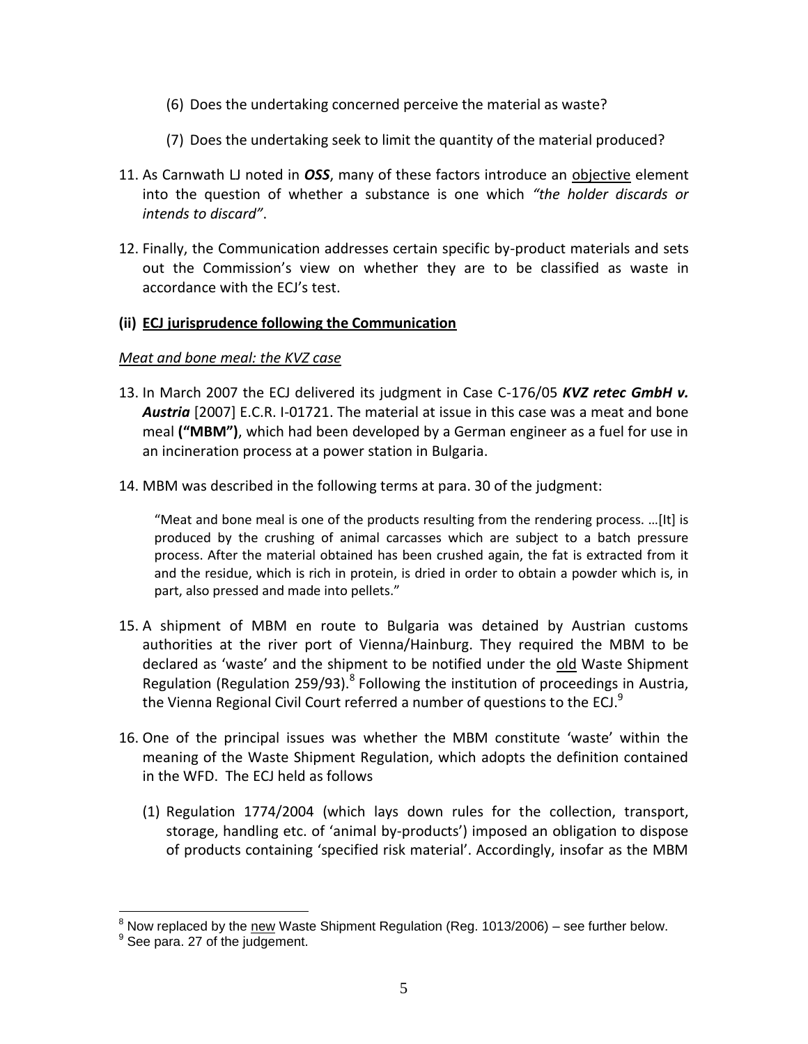(6) Does the undertaking concerned perceive the material as waste?

(7) Does the undertaking seek to limit the quantity of the material produced?

11. As Carnwath LJ noted in ***OSS***, many of these factors introduce an <u>objective</u> element into the question of whether a substance is one which *"the holder discards or intends to discard"*.

12. Finally, the Communication addresses certain specific by-product materials and sets out the Commission's view on whether they are to be classified as waste in accordance with the ECJ's test.

**(ii) <u>ECJ jurisprudence following the Communication</u>**

*<u>Meat and bone meal: the KVZ case</u>*

13. In March 2007 the ECJ delivered its judgment in Case C-176/05 ***KVZ retec GmbH v. Austria*** [2007] E.C.R. I-01721. The material at issue in this case was a meat and bone meal **("MBM")**, which had been developed by a German engineer as a fuel for use in an incineration process at a power station in Bulgaria.

14. MBM was described in the following terms at para. 30 of the judgment:

> "Meat and bone meal is one of the products resulting from the rendering process. …[It] is produced by the crushing of animal carcasses which are subject to a batch pressure process. After the material obtained has been crushed again, the fat is extracted from it and the residue, which is rich in protein, is dried in order to obtain a powder which is, in part, also pressed and made into pellets."

15. A shipment of MBM en route to Bulgaria was detained by Austrian customs authorities at the river port of Vienna/Hainburg. They required the MBM to be declared as 'waste' and the shipment to be notified under the <u>old</u> Waste Shipment Regulation (Regulation 259/93).[8] Following the institution of proceedings in Austria, the Vienna Regional Civil Court referred a number of questions to the ECJ.[9]

16. One of the principal issues was whether the MBM constitute 'waste' within the meaning of the Waste Shipment Regulation, which adopts the definition contained in the WFD. The ECJ held as follows

(1) Regulation 1774/2004 (which lays down rules for the collection, transport, storage, handling etc. of 'animal by-products') imposed an obligation to dispose of products containing 'specified risk material'. Accordingly, insofar as the MBM

---

[8] Now replaced by the <u>new</u> Waste Shipment Regulation (Reg. 1013/2006) – see further below.

[9] See para. 27 of the judgement.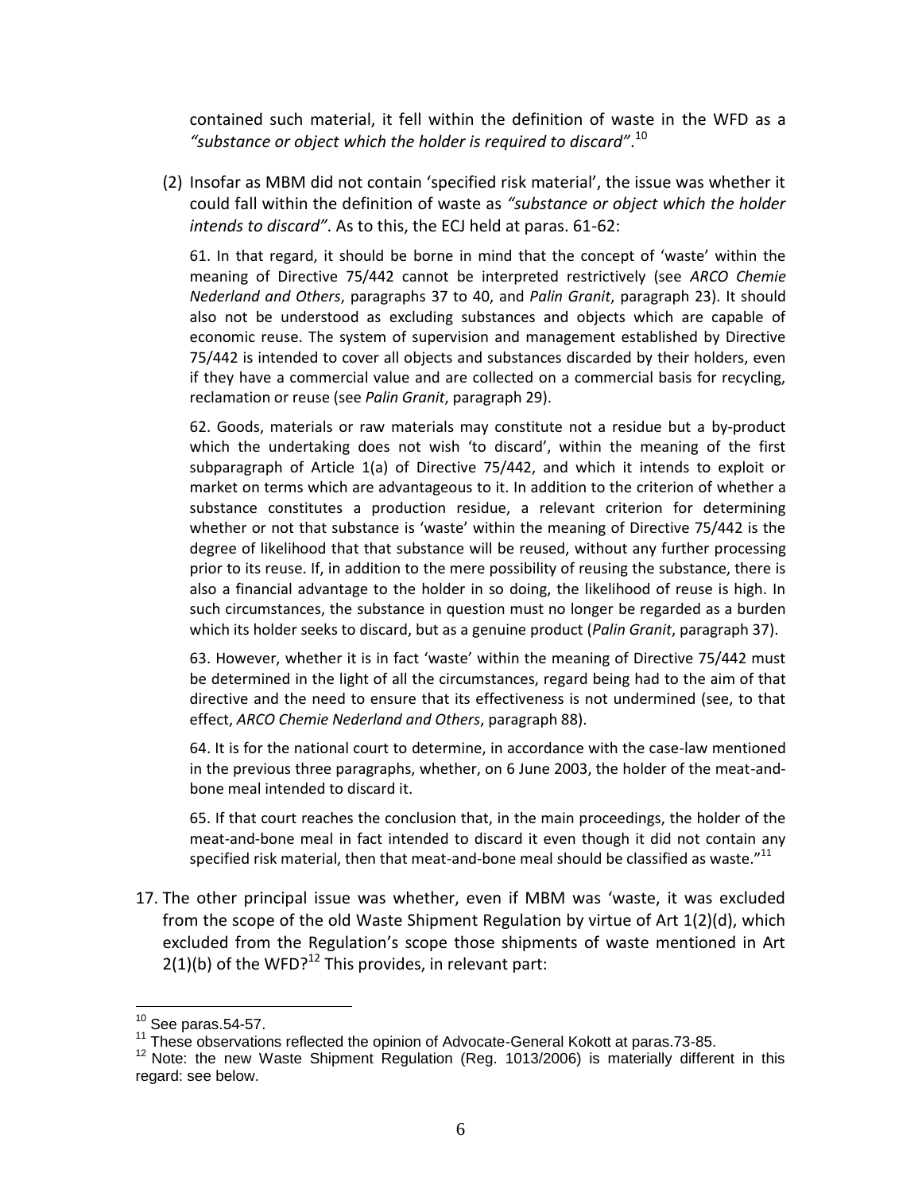contained such material, it fell within the definition of waste in the WFD as a *"substance or object which the holder is required to discard"*.[10]

(2) Insofar as MBM did not contain 'specified risk material', the issue was whether it could fall within the definition of waste as *"substance or object which the holder intends to discard"*. As to this, the ECJ held at paras. 61-62:

> 61. In that regard, it should be borne in mind that the concept of 'waste' within the meaning of Directive 75/442 cannot be interpreted restrictively (see *ARCO Chemie Nederland and Others*, paragraphs 37 to 40, and *Palin Granit*, paragraph 23). It should also not be understood as excluding substances and objects which are capable of economic reuse. The system of supervision and management established by Directive 75/442 is intended to cover all objects and substances discarded by their holders, even if they have a commercial value and are collected on a commercial basis for recycling, reclamation or reuse (see *Palin Granit*, paragraph 29).
>
> 62. Goods, materials or raw materials may constitute not a residue but a by-product which the undertaking does not wish 'to discard', within the meaning of the first subparagraph of Article 1(a) of Directive 75/442, and which it intends to exploit or market on terms which are advantageous to it. In addition to the criterion of whether a substance constitutes a production residue, a relevant criterion for determining whether or not that substance is 'waste' within the meaning of Directive 75/442 is the degree of likelihood that that substance will be reused, without any further processing prior to its reuse. If, in addition to the mere possibility of reusing the substance, there is also a financial advantage to the holder in so doing, the likelihood of reuse is high. In such circumstances, the substance in question must no longer be regarded as a burden which its holder seeks to discard, but as a genuine product (*Palin Granit*, paragraph 37).
>
> 63. However, whether it is in fact 'waste' within the meaning of Directive 75/442 must be determined in the light of all the circumstances, regard being had to the aim of that directive and the need to ensure that its effectiveness is not undermined (see, to that effect, *ARCO Chemie Nederland and Others*, paragraph 88).
>
> 64. It is for the national court to determine, in accordance with the case-law mentioned in the previous three paragraphs, whether, on 6 June 2003, the holder of the meat-and-bone meal intended to discard it.
>
> 65. If that court reaches the conclusion that, in the main proceedings, the holder of the meat-and-bone meal in fact intended to discard it even though it did not contain any specified risk material, then that meat-and-bone meal should be classified as waste."[11]

17. The other principal issue was whether, even if MBM was 'waste, it was excluded from the scope of the old Waste Shipment Regulation by virtue of Art 1(2)(d), which excluded from the Regulation's scope those shipments of waste mentioned in Art 2(1)(b) of the WFD?[12] This provides, in relevant part:

---

[10] See paras.54-57.

[11] These observations reflected the opinion of Advocate-General Kokott at paras.73-85.

[12] Note: the new Waste Shipment Regulation (Reg. 1013/2006) is materially different in this regard: see below.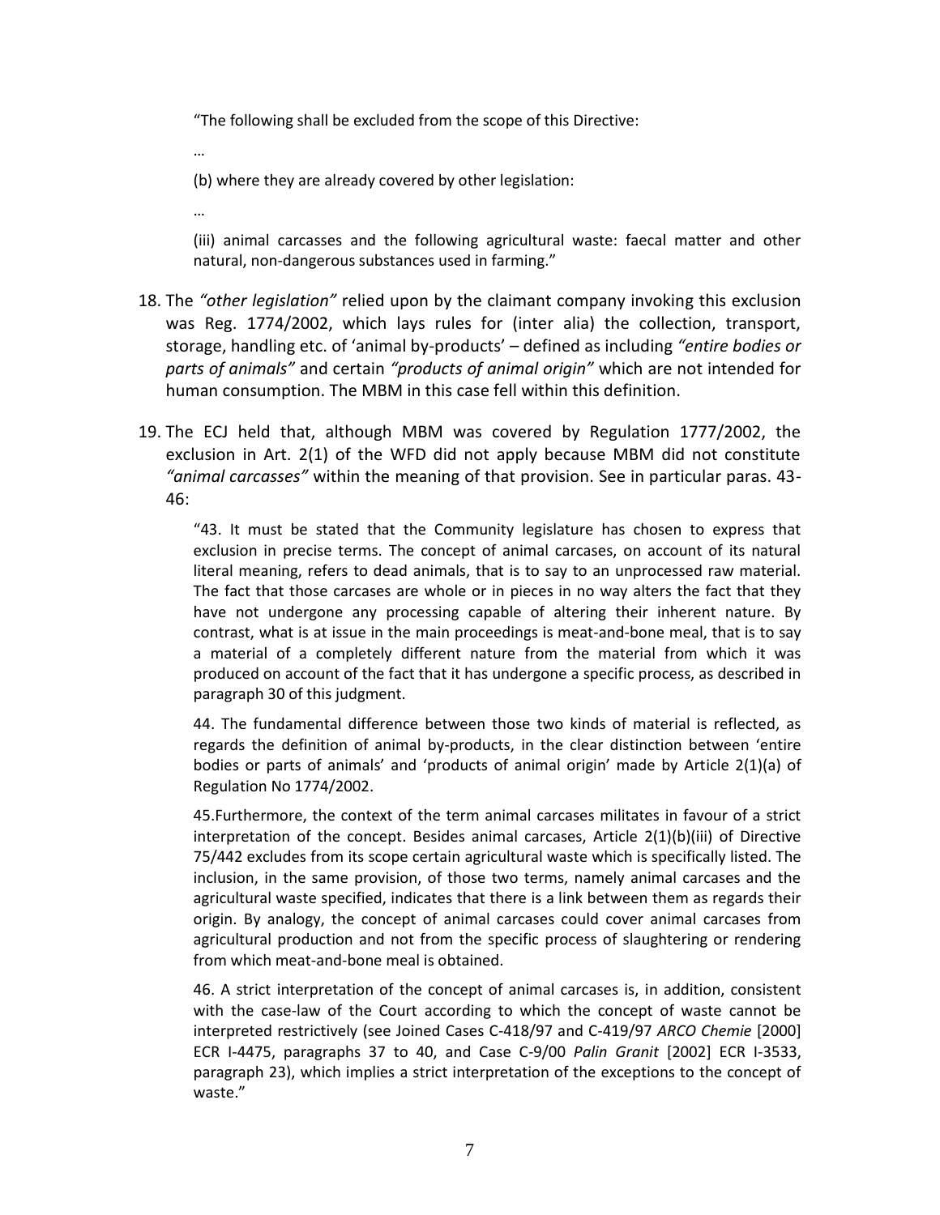"The following shall be excluded from the scope of this Directive:

…

(b) where they are already covered by other legislation:

…

(iii) animal carcasses and the following agricultural waste: faecal matter and other natural, non-dangerous substances used in farming."

18. The *"other legislation"* relied upon by the claimant company invoking this exclusion was Reg. 1774/2002, which lays rules for (inter alia) the collection, transport, storage, handling etc. of 'animal by-products' – defined as including *"entire bodies or parts of animals"* and certain *"products of animal origin"* which are not intended for human consumption. The MBM in this case fell within this definition.

19. The ECJ held that, although MBM was covered by Regulation 1777/2002, the exclusion in Art. 2(1) of the WFD did not apply because MBM did not constitute *"animal carcasses"* within the meaning of that provision. See in particular paras. 43-46:

   "43. It must be stated that the Community legislature has chosen to express that exclusion in precise terms. The concept of animal carcases, on account of its natural literal meaning, refers to dead animals, that is to say to an unprocessed raw material. The fact that those carcases are whole or in pieces in no way alters the fact that they have not undergone any processing capable of altering their inherent nature. By contrast, what is at issue in the main proceedings is meat-and-bone meal, that is to say a material of a completely different nature from the material from which it was produced on account of the fact that it has undergone a specific process, as described in paragraph 30 of this judgment.

   44. The fundamental difference between those two kinds of material is reflected, as regards the definition of animal by-products, in the clear distinction between 'entire bodies or parts of animals' and 'products of animal origin' made by Article 2(1)(a) of Regulation No 1774/2002.

   45.Furthermore, the context of the term animal carcases militates in favour of a strict interpretation of the concept. Besides animal carcases, Article 2(1)(b)(iii) of Directive 75/442 excludes from its scope certain agricultural waste which is specifically listed. The inclusion, in the same provision, of those two terms, namely animal carcases and the agricultural waste specified, indicates that there is a link between them as regards their origin. By analogy, the concept of animal carcases could cover animal carcases from agricultural production and not from the specific process of slaughtering or rendering from which meat-and-bone meal is obtained.

   46. A strict interpretation of the concept of animal carcases is, in addition, consistent with the case-law of the Court according to which the concept of waste cannot be interpreted restrictively (see Joined Cases C-418/97 and C-419/97 *ARCO Chemie* [2000] ECR I-4475, paragraphs 37 to 40, and Case C-9/00 *Palin Granit* [2002] ECR I-3533, paragraph 23), which implies a strict interpretation of the exceptions to the concept of waste."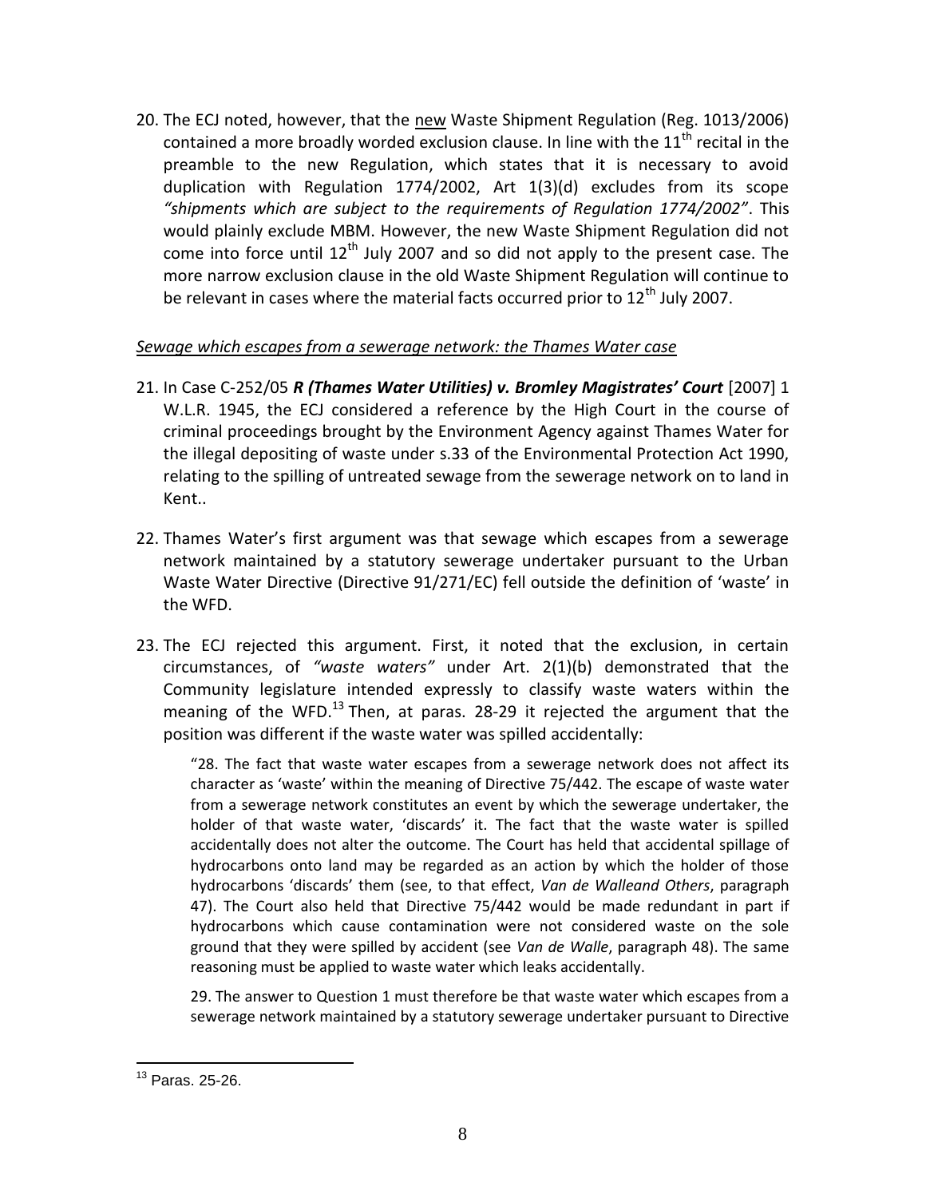20. The ECJ noted, however, that the new Waste Shipment Regulation (Reg. 1013/2006) contained a more broadly worded exclusion clause. In line with the 11th recital in the preamble to the new Regulation, which states that it is necessary to avoid duplication with Regulation 1774/2002, Art 1(3)(d) excludes from its scope *"shipments which are subject to the requirements of Regulation 1774/2002"*. This would plainly exclude MBM. However, the new Waste Shipment Regulation did not come into force until 12th July 2007 and so did not apply to the present case. The more narrow exclusion clause in the old Waste Shipment Regulation will continue to be relevant in cases where the material facts occurred prior to 12th July 2007.

*Sewage which escapes from a sewerage network: the Thames Water case*

21. In Case C-252/05 ***R (Thames Water Utilities) v. Bromley Magistrates' Court*** [2007] 1 W.L.R. 1945, the ECJ considered a reference by the High Court in the course of criminal proceedings brought by the Environment Agency against Thames Water for the illegal depositing of waste under s.33 of the Environmental Protection Act 1990, relating to the spilling of untreated sewage from the sewerage network on to land in Kent..

22. Thames Water's first argument was that sewage which escapes from a sewerage network maintained by a statutory sewerage undertaker pursuant to the Urban Waste Water Directive (Directive 91/271/EC) fell outside the definition of 'waste' in the WFD.

23. The ECJ rejected this argument. First, it noted that the exclusion, in certain circumstances, of *"waste waters"* under Art. 2(1)(b) demonstrated that the Community legislature intended expressly to classify waste waters within the meaning of the WFD.[13] Then, at paras. 28-29 it rejected the argument that the position was different if the waste water was spilled accidentally:

> "28. The fact that waste water escapes from a sewerage network does not affect its character as 'waste' within the meaning of Directive 75/442. The escape of waste water from a sewerage network constitutes an event by which the sewerage undertaker, the holder of that waste water, 'discards' it. The fact that the waste water is spilled accidentally does not alter the outcome. The Court has held that accidental spillage of hydrocarbons onto land may be regarded as an action by which the holder of those hydrocarbons 'discards' them (see, to that effect, *Van de Walleand Others*, paragraph 47). The Court also held that Directive 75/442 would be made redundant in part if hydrocarbons which cause contamination were not considered waste on the sole ground that they were spilled by accident (see *Van de Walle*, paragraph 48). The same reasoning must be applied to waste water which leaks accidentally.
>
> 29. The answer to Question 1 must therefore be that waste water which escapes from a sewerage network maintained by a statutory sewerage undertaker pursuant to Directive

[13] Paras. 25-26.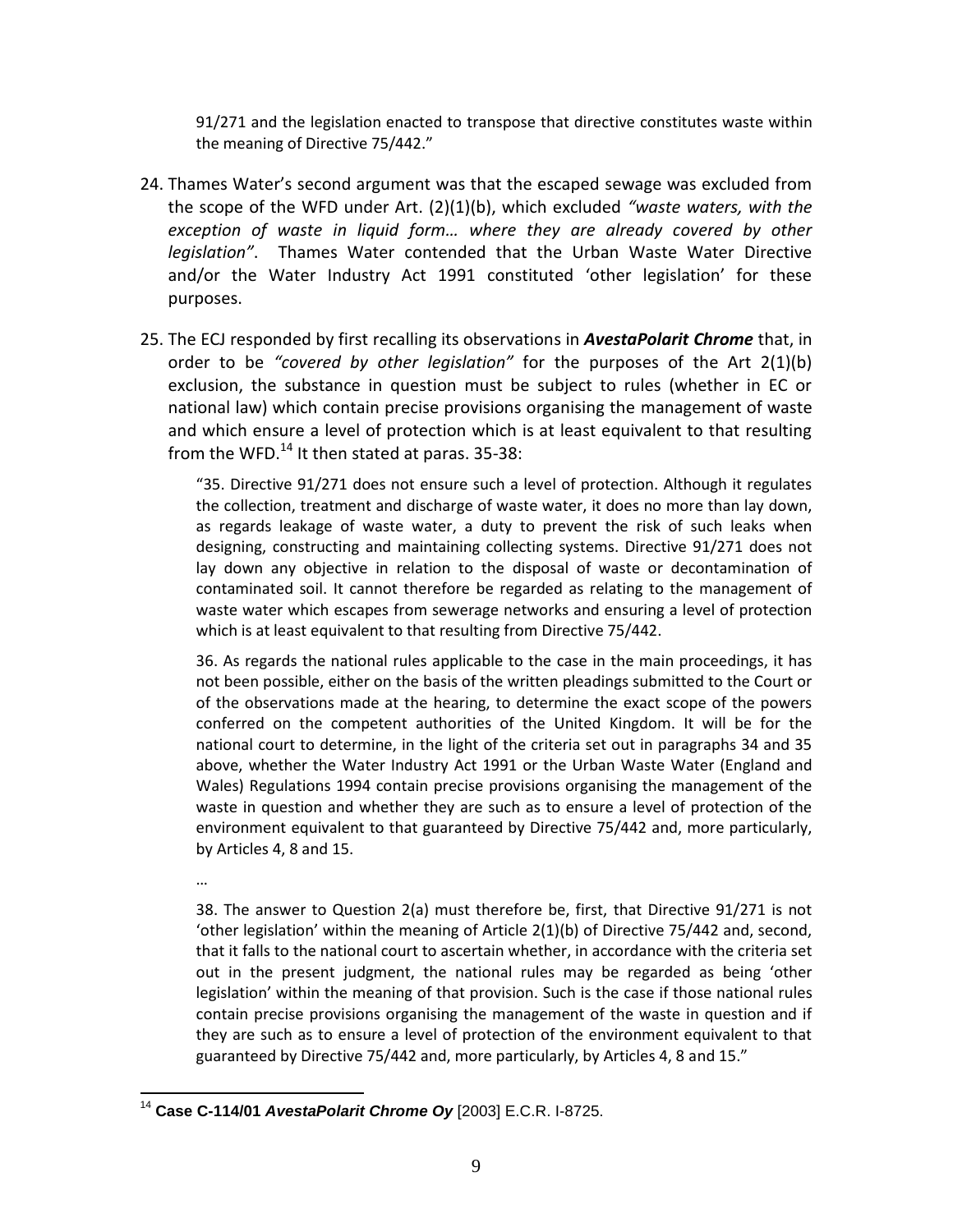> 91/271 and the legislation enacted to transpose that directive constitutes waste within the meaning of Directive 75/442."

24. Thames Water's second argument was that the escaped sewage was excluded from the scope of the WFD under Art. (2)(1)(b), which excluded *"waste waters, with the exception of waste in liquid form… where they are already covered by other legislation"*. Thames Water contended that the Urban Waste Water Directive and/or the Water Industry Act 1991 constituted 'other legislation' for these purposes.

25. The ECJ responded by first recalling its observations in ***AvestaPolarit Chrome*** that, in order to be *"covered by other legislation"* for the purposes of the Art 2(1)(b) exclusion, the substance in question must be subject to rules (whether in EC or national law) which contain precise provisions organising the management of waste and which ensure a level of protection which is at least equivalent to that resulting from the WFD.[14] It then stated at paras. 35-38:

> "35. Directive 91/271 does not ensure such a level of protection. Although it regulates the collection, treatment and discharge of waste water, it does no more than lay down, as regards leakage of waste water, a duty to prevent the risk of such leaks when designing, constructing and maintaining collecting systems. Directive 91/271 does not lay down any objective in relation to the disposal of waste or decontamination of contaminated soil. It cannot therefore be regarded as relating to the management of waste water which escapes from sewerage networks and ensuring a level of protection which is at least equivalent to that resulting from Directive 75/442.
>
> 36. As regards the national rules applicable to the case in the main proceedings, it has not been possible, either on the basis of the written pleadings submitted to the Court or of the observations made at the hearing, to determine the exact scope of the powers conferred on the competent authorities of the United Kingdom. It will be for the national court to determine, in the light of the criteria set out in paragraphs 34 and 35 above, whether the Water Industry Act 1991 or the Urban Waste Water (England and Wales) Regulations 1994 contain precise provisions organising the management of the waste in question and whether they are such as to ensure a level of protection of the environment equivalent to that guaranteed by Directive 75/442 and, more particularly, by Articles 4, 8 and 15.
>
> …
>
> 38. The answer to Question 2(a) must therefore be, first, that Directive 91/271 is not 'other legislation' within the meaning of Article 2(1)(b) of Directive 75/442 and, second, that it falls to the national court to ascertain whether, in accordance with the criteria set out in the present judgment, the national rules may be regarded as being 'other legislation' within the meaning of that provision. Such is the case if those national rules contain precise provisions organising the management of the waste in question and if they are such as to ensure a level of protection of the environment equivalent to that guaranteed by Directive 75/442 and, more particularly, by Articles 4, 8 and 15."

---

[14] **Case C-114/01 *AvestaPolarit Chrome Oy*** [2003] E.C.R. I-8725.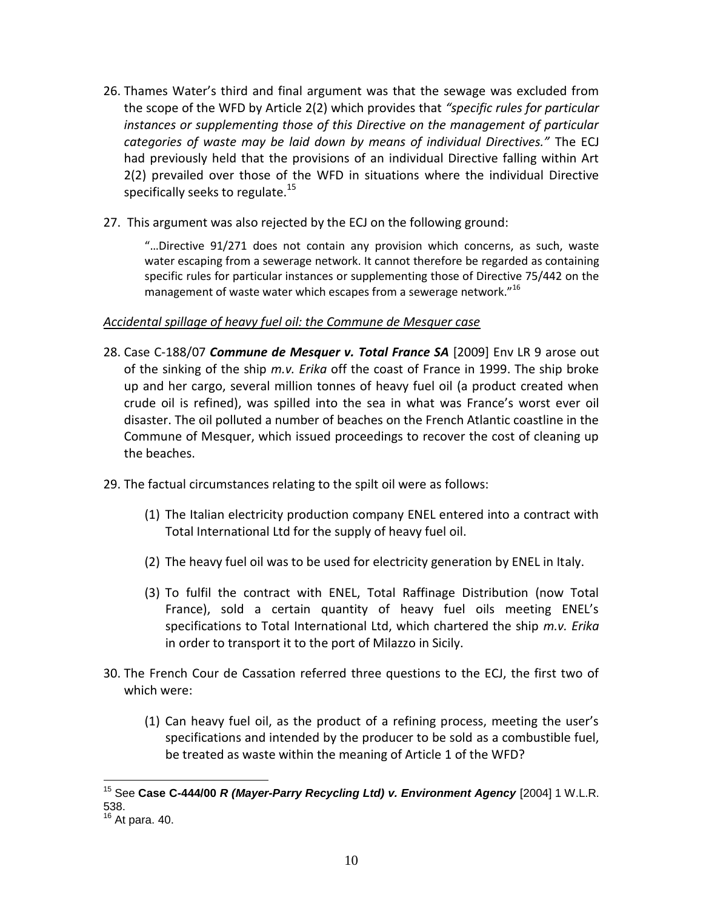26. Thames Water's third and final argument was that the sewage was excluded from the scope of the WFD by Article 2(2) which provides that *"specific rules for particular instances or supplementing those of this Directive on the management of particular categories of waste may be laid down by means of individual Directives."* The ECJ had previously held that the provisions of an individual Directive falling within Art 2(2) prevailed over those of the WFD in situations where the individual Directive specifically seeks to regulate.[15]

27. This argument was also rejected by the ECJ on the following ground:

> "…Directive 91/271 does not contain any provision which concerns, as such, waste water escaping from a sewerage network. It cannot therefore be regarded as containing specific rules for particular instances or supplementing those of Directive 75/442 on the management of waste water which escapes from a sewerage network."[16]

*Accidental spillage of heavy fuel oil: the Commune de Mesquer case*

28. Case C-188/07 ***Commune de Mesquer v. Total France SA*** [2009] Env LR 9 arose out of the sinking of the ship *m.v. Erika* off the coast of France in 1999. The ship broke up and her cargo, several million tonnes of heavy fuel oil (a product created when crude oil is refined), was spilled into the sea in what was France's worst ever oil disaster. The oil polluted a number of beaches on the French Atlantic coastline in the Commune of Mesquer, which issued proceedings to recover the cost of cleaning up the beaches.

29. The factual circumstances relating to the spilt oil were as follows:

    (1) The Italian electricity production company ENEL entered into a contract with Total International Ltd for the supply of heavy fuel oil.

    (2) The heavy fuel oil was to be used for electricity generation by ENEL in Italy.

    (3) To fulfil the contract with ENEL, Total Raffinage Distribution (now Total France), sold a certain quantity of heavy fuel oils meeting ENEL's specifications to Total International Ltd, which chartered the ship *m.v. Erika* in order to transport it to the port of Milazzo in Sicily.

30. The French Cour de Cassation referred three questions to the ECJ, the first two of which were:

    (1) Can heavy fuel oil, as the product of a refining process, meeting the user's specifications and intended by the producer to be sold as a combustible fuel, be treated as waste within the meaning of Article 1 of the WFD?

---

[15] See **Case C-444/00 *R (Mayer-Parry Recycling Ltd) v. Environment Agency*** [2004] 1 W.L.R. 538.

[16] At para. 40.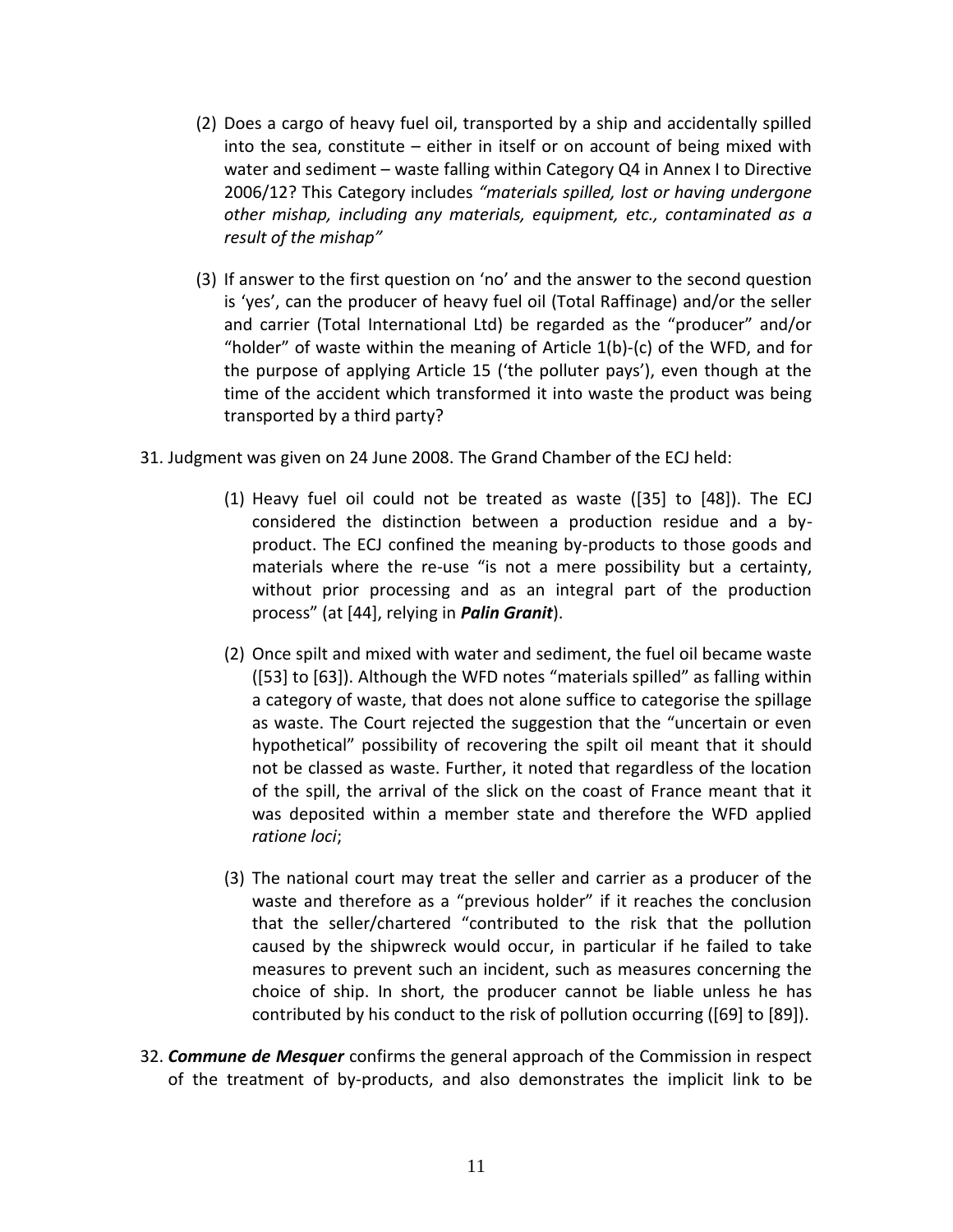(2) Does a cargo of heavy fuel oil, transported by a ship and accidentally spilled into the sea, constitute – either in itself or on account of being mixed with water and sediment – waste falling within Category Q4 in Annex I to Directive 2006/12? This Category includes *"materials spilled, lost or having undergone other mishap, including any materials, equipment, etc., contaminated as a result of the mishap"*

(3) If answer to the first question on 'no' and the answer to the second question is 'yes', can the producer of heavy fuel oil (Total Raffinage) and/or the seller and carrier (Total International Ltd) be regarded as the "producer" and/or "holder" of waste within the meaning of Article 1(b)-(c) of the WFD, and for the purpose of applying Article 15 ('the polluter pays'), even though at the time of the accident which transformed it into waste the product was being transported by a third party?

31. Judgment was given on 24 June 2008. The Grand Chamber of the ECJ held:

(1) Heavy fuel oil could not be treated as waste ([35] to [48]). The ECJ considered the distinction between a production residue and a by-product. The ECJ confined the meaning by-products to those goods and materials where the re-use "is not a mere possibility but a certainty, without prior processing and as an integral part of the production process" (at [44], relying in ***Palin Granit***).

(2) Once spilt and mixed with water and sediment, the fuel oil became waste ([53] to [63]). Although the WFD notes "materials spilled" as falling within a category of waste, that does not alone suffice to categorise the spillage as waste. The Court rejected the suggestion that the "uncertain or even hypothetical" possibility of recovering the spilt oil meant that it should not be classed as waste. Further, it noted that regardless of the location of the spill, the arrival of the slick on the coast of France meant that it was deposited within a member state and therefore the WFD applied *ratione loci*;

(3) The national court may treat the seller and carrier as a producer of the waste and therefore as a "previous holder" if it reaches the conclusion that the seller/chartered "contributed to the risk that the pollution caused by the shipwreck would occur, in particular if he failed to take measures to prevent such an incident, such as measures concerning the choice of ship. In short, the producer cannot be liable unless he has contributed by his conduct to the risk of pollution occurring ([69] to [89]).

32. ***Commune de Mesquer*** confirms the general approach of the Commission in respect of the treatment of by-products, and also demonstrates the implicit link to be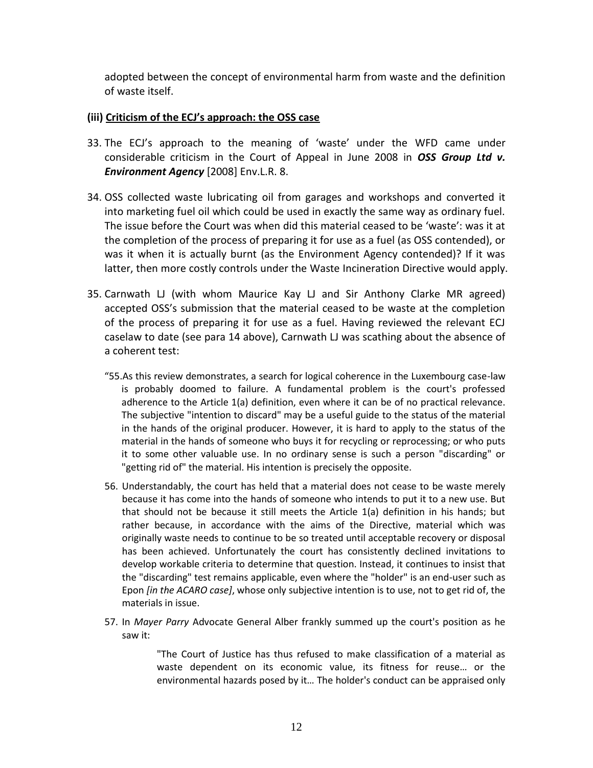adopted between the concept of environmental harm from waste and the definition of waste itself.

### (iii) Criticism of the ECJ's approach: the OSS case

33. The ECJ's approach to the meaning of 'waste' under the WFD came under considerable criticism in the Court of Appeal in June 2008 in ***OSS Group Ltd v. Environment Agency*** [2008] Env.L.R. 8.

34. OSS collected waste lubricating oil from garages and workshops and converted it into marketing fuel oil which could be used in exactly the same way as ordinary fuel. The issue before the Court was when did this material ceased to be 'waste': was it at the completion of the process of preparing it for use as a fuel (as OSS contended), or was it when it is actually burnt (as the Environment Agency contended)? If it was latter, then more costly controls under the Waste Incineration Directive would apply.

35. Carnwath LJ (with whom Maurice Kay LJ and Sir Anthony Clarke MR agreed) accepted OSS's submission that the material ceased to be waste at the completion of the process of preparing it for use as a fuel. Having reviewed the relevant ECJ caselaw to date (see para 14 above), Carnwath LJ was scathing about the absence of a coherent test:

> "55.As this review demonstrates, a search for logical coherence in the Luxembourg case-law is probably doomed to failure. A fundamental problem is the court's professed adherence to the Article 1(a) definition, even where it can be of no practical relevance. The subjective "intention to discard" may be a useful guide to the status of the material in the hands of the original producer. However, it is hard to apply to the status of the material in the hands of someone who buys it for recycling or reprocessing; or who puts it to some other valuable use. In no ordinary sense is such a person "discarding" or "getting rid of" the material. His intention is precisely the opposite.
>
> 56. Understandably, the court has held that a material does not cease to be waste merely because it has come into the hands of someone who intends to put it to a new use. But that should not be because it still meets the Article 1(a) definition in his hands; but rather because, in accordance with the aims of the Directive, material which was originally waste needs to continue to be so treated until acceptable recovery or disposal has been achieved. Unfortunately the court has consistently declined invitations to develop workable criteria to determine that question. Instead, it continues to insist that the "discarding" test remains applicable, even where the "holder" is an end-user such as Epon *[in the ACARO case]*, whose only subjective intention is to use, not to get rid of, the materials in issue.
>
> 57. In *Mayer Parry* Advocate General Alber frankly summed up the court's position as he saw it:
>
>> "The Court of Justice has thus refused to make classification of a material as waste dependent on its economic value, its fitness for reuse… or the environmental hazards posed by it… The holder's conduct can be appraised only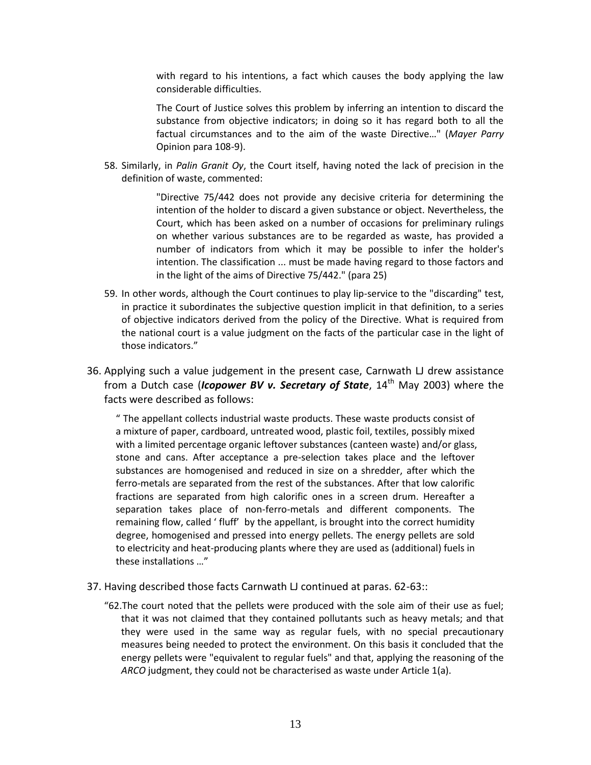> with regard to his intentions, a fact which causes the body applying the law considerable difficulties.
>
> The Court of Justice solves this problem by inferring an intention to discard the substance from objective indicators; in doing so it has regard both to all the factual circumstances and to the aim of the waste Directive…" (*Mayer Parry* Opinion para 108-9).

58. Similarly, in *Palin Granit Oy*, the Court itself, having noted the lack of precision in the definition of waste, commented:

> "Directive 75/442 does not provide any decisive criteria for determining the intention of the holder to discard a given substance or object. Nevertheless, the Court, which has been asked on a number of occasions for preliminary rulings on whether various substances are to be regarded as waste, has provided a number of indicators from which it may be possible to infer the holder's intention. The classification ... must be made having regard to those factors and in the light of the aims of Directive 75/442." (para 25)

59. In other words, although the Court continues to play lip-service to the "discarding" test, in practice it subordinates the subjective question implicit in that definition, to a series of objective indicators derived from the policy of the Directive. What is required from the national court is a value judgment on the facts of the particular case in the light of those indicators."

36. Applying such a value judgement in the present case, Carnwath LJ drew assistance from a Dutch case (***Icopower BV v. Secretary of State***, 14th May 2003) where the facts were described as follows:

> " The appellant collects industrial waste products. These waste products consist of a mixture of paper, cardboard, untreated wood, plastic foil, textiles, possibly mixed with a limited percentage organic leftover substances (canteen waste) and/or glass, stone and cans. After acceptance a pre-selection takes place and the leftover substances are homogenised and reduced in size on a shredder, after which the ferro-metals are separated from the rest of the substances. After that low calorific fractions are separated from high calorific ones in a screen drum. Hereafter a separation takes place of non-ferro-metals and different components. The remaining flow, called ' fluff' by the appellant, is brought into the correct humidity degree, homogenised and pressed into energy pellets. The energy pellets are sold to electricity and heat-producing plants where they are used as (additional) fuels in these installations …"

37. Having described those facts Carnwath LJ continued at paras. 62-63::

> "62.The court noted that the pellets were produced with the sole aim of their use as fuel; that it was not claimed that they contained pollutants such as heavy metals; and that they were used in the same way as regular fuels, with no special precautionary measures being needed to protect the environment. On this basis it concluded that the energy pellets were "equivalent to regular fuels" and that, applying the reasoning of the *ARCO* judgment, they could not be characterised as waste under Article 1(a).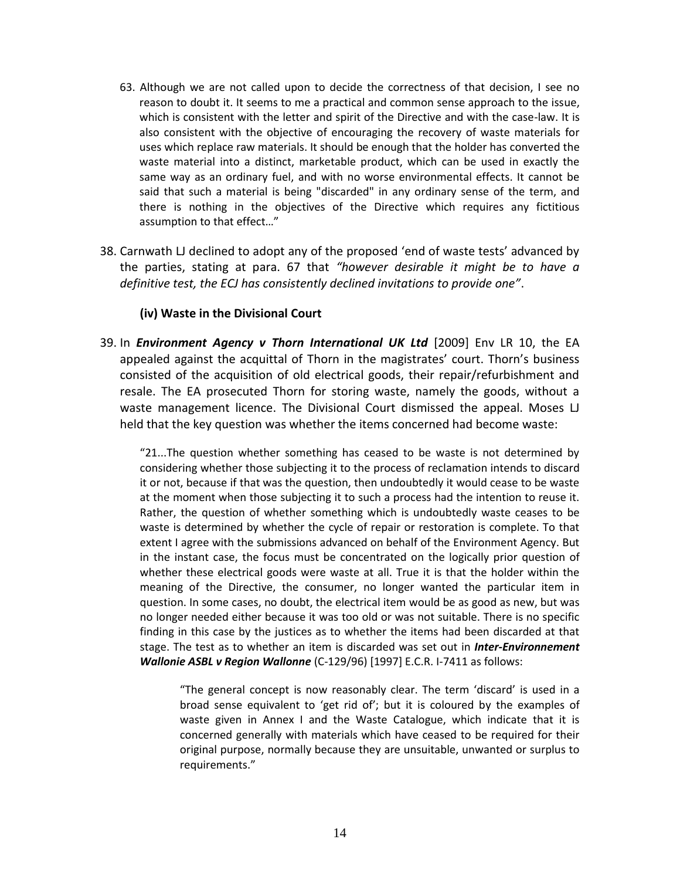63. Although we are not called upon to decide the correctness of that decision, I see no reason to doubt it. It seems to me a practical and common sense approach to the issue, which is consistent with the letter and spirit of the Directive and with the case-law. It is also consistent with the objective of encouraging the recovery of waste materials for uses which replace raw materials. It should be enough that the holder has converted the waste material into a distinct, marketable product, which can be used in exactly the same way as an ordinary fuel, and with no worse environmental effects. It cannot be said that such a material is being "discarded" in any ordinary sense of the term, and there is nothing in the objectives of the Directive which requires any fictitious assumption to that effect…"

38. Carnwath LJ declined to adopt any of the proposed 'end of waste tests' advanced by the parties, stating at para. 67 that *"however desirable it might be to have a definitive test, the ECJ has consistently declined invitations to provide one"*.

### (iv) Waste in the Divisional Court

39. In ***Environment Agency v Thorn International UK Ltd*** [2009] Env LR 10, the EA appealed against the acquittal of Thorn in the magistrates' court. Thorn's business consisted of the acquisition of old electrical goods, their repair/refurbishment and resale. The EA prosecuted Thorn for storing waste, namely the goods, without a waste management licence. The Divisional Court dismissed the appeal. Moses LJ held that the key question was whether the items concerned had become waste:

> "21...The question whether something has ceased to be waste is not determined by considering whether those subjecting it to the process of reclamation intends to discard it or not, because if that was the question, then undoubtedly it would cease to be waste at the moment when those subjecting it to such a process had the intention to reuse it. Rather, the question of whether something which is undoubtedly waste ceases to be waste is determined by whether the cycle of repair or restoration is complete. To that extent I agree with the submissions advanced on behalf of the Environment Agency. But in the instant case, the focus must be concentrated on the logically prior question of whether these electrical goods were waste at all. True it is that the holder within the meaning of the Directive, the consumer, no longer wanted the particular item in question. In some cases, no doubt, the electrical item would be as good as new, but was no longer needed either because it was too old or was not suitable. There is no specific finding in this case by the justices as to whether the items had been discarded at that stage. The test as to whether an item is discarded was set out in ***Inter-Environnement Wallonie ASBL v Region Wallonne*** (C-129/96) [1997] E.C.R. I-7411 as follows:
>
> > "The general concept is now reasonably clear. The term 'discard' is used in a broad sense equivalent to 'get rid of'; but it is coloured by the examples of waste given in Annex I and the Waste Catalogue, which indicate that it is concerned generally with materials which have ceased to be required for their original purpose, normally because they are unsuitable, unwanted or surplus to requirements."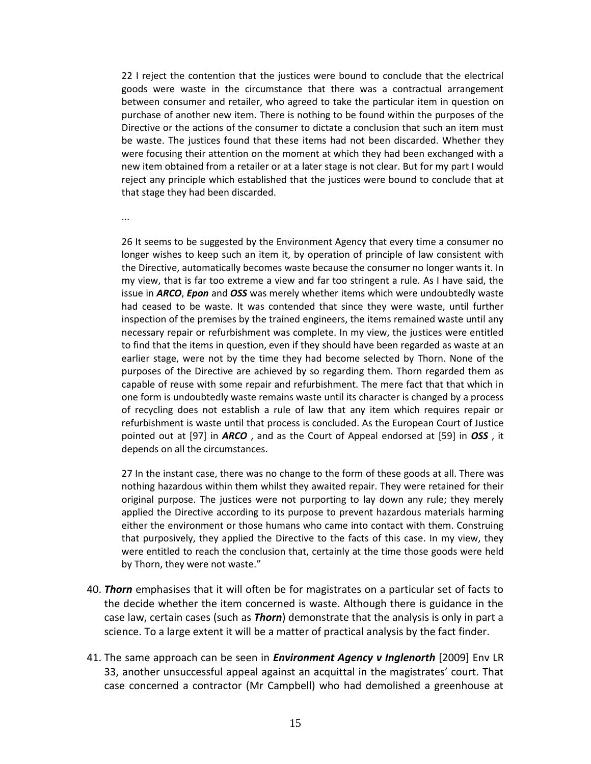22 I reject the contention that the justices were bound to conclude that the electrical goods were waste in the circumstance that there was a contractual arrangement between consumer and retailer, who agreed to take the particular item in question on purchase of another new item. There is nothing to be found within the purposes of the Directive or the actions of the consumer to dictate a conclusion that such an item must be waste. The justices found that these items had not been discarded. Whether they were focusing their attention on the moment at which they had been exchanged with a new item obtained from a retailer or at a later stage is not clear. But for my part I would reject any principle which established that the justices were bound to conclude that at that stage they had been discarded.

...

26 It seems to be suggested by the Environment Agency that every time a consumer no longer wishes to keep such an item it, by operation of principle of law consistent with the Directive, automatically becomes waste because the consumer no longer wants it. In my view, that is far too extreme a view and far too stringent a rule. As I have said, the issue in ***ARCO***, ***Epon*** and ***OSS*** was merely whether items which were undoubtedly waste had ceased to be waste. It was contended that since they were waste, until further inspection of the premises by the trained engineers, the items remained waste until any necessary repair or refurbishment was complete. In my view, the justices were entitled to find that the items in question, even if they should have been regarded as waste at an earlier stage, were not by the time they had become selected by Thorn. None of the purposes of the Directive are achieved by so regarding them. Thorn regarded them as capable of reuse with some repair and refurbishment. The mere fact that that which in one form is undoubtedly waste remains waste until its character is changed by a process of recycling does not establish a rule of law that any item which requires repair or refurbishment is waste until that process is concluded. As the European Court of Justice pointed out at [97] in ***ARCO*** , and as the Court of Appeal endorsed at [59] in ***OSS*** , it depends on all the circumstances.

27 In the instant case, there was no change to the form of these goods at all. There was nothing hazardous within them whilst they awaited repair. They were retained for their original purpose. The justices were not purporting to lay down any rule; they merely applied the Directive according to its purpose to prevent hazardous materials harming either the environment or those humans who came into contact with them. Construing that purposively, they applied the Directive to the facts of this case. In my view, they were entitled to reach the conclusion that, certainly at the time those goods were held by Thorn, they were not waste."

40. ***Thorn*** emphasises that it will often be for magistrates on a particular set of facts to the decide whether the item concerned is waste. Although there is guidance in the case law, certain cases (such as ***Thorn***) demonstrate that the analysis is only in part a science. To a large extent it will be a matter of practical analysis by the fact finder.

41. The same approach can be seen in ***Environment Agency v Inglenorth*** [2009] Env LR 33, another unsuccessful appeal against an acquittal in the magistrates' court. That case concerned a contractor (Mr Campbell) who had demolished a greenhouse at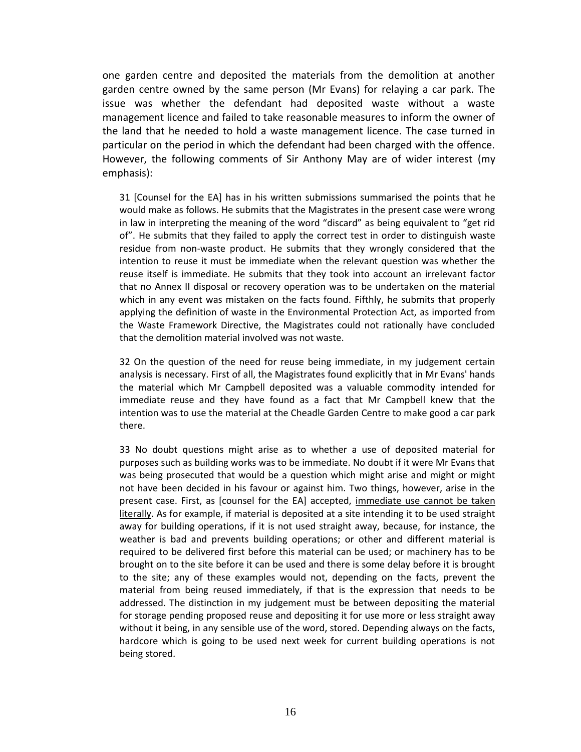one garden centre and deposited the materials from the demolition at another garden centre owned by the same person (Mr Evans) for relaying a car park. The issue was whether the defendant had deposited waste without a waste management licence and failed to take reasonable measures to inform the owner of the land that he needed to hold a waste management licence. The case turned in particular on the period in which the defendant had been charged with the offence. However, the following comments of Sir Anthony May are of wider interest (my emphasis):

> 31 [Counsel for the EA] has in his written submissions summarised the points that he would make as follows. He submits that the Magistrates in the present case were wrong in law in interpreting the meaning of the word "discard" as being equivalent to "get rid of". He submits that they failed to apply the correct test in order to distinguish waste residue from non-waste product. He submits that they wrongly considered that the intention to reuse it must be immediate when the relevant question was whether the reuse itself is immediate. He submits that they took into account an irrelevant factor that no Annex II disposal or recovery operation was to be undertaken on the material which in any event was mistaken on the facts found. Fifthly, he submits that properly applying the definition of waste in the Environmental Protection Act, as imported from the Waste Framework Directive, the Magistrates could not rationally have concluded that the demolition material involved was not waste.
>
> 32 On the question of the need for reuse being immediate, in my judgement certain analysis is necessary. First of all, the Magistrates found explicitly that in Mr Evans' hands the material which Mr Campbell deposited was a valuable commodity intended for immediate reuse and they have found as a fact that Mr Campbell knew that the intention was to use the material at the Cheadle Garden Centre to make good a car park there.
>
> 33 No doubt questions might arise as to whether a use of deposited material for purposes such as building works was to be immediate. No doubt if it were Mr Evans that was being prosecuted that would be a question which might arise and might or might not have been decided in his favour or against him. Two things, however, arise in the present case. First, as [counsel for the EA] accepted, <u>immediate use cannot be taken literally</u>. As for example, if material is deposited at a site intending it to be used straight away for building operations, if it is not used straight away, because, for instance, the weather is bad and prevents building operations; or other and different material is required to be delivered first before this material can be used; or machinery has to be brought on to the site before it can be used and there is some delay before it is brought to the site; any of these examples would not, depending on the facts, prevent the material from being reused immediately, if that is the expression that needs to be addressed. The distinction in my judgement must be between depositing the material for storage pending proposed reuse and depositing it for use more or less straight away without it being, in any sensible use of the word, stored. Depending always on the facts, hardcore which is going to be used next week for current building operations is not being stored.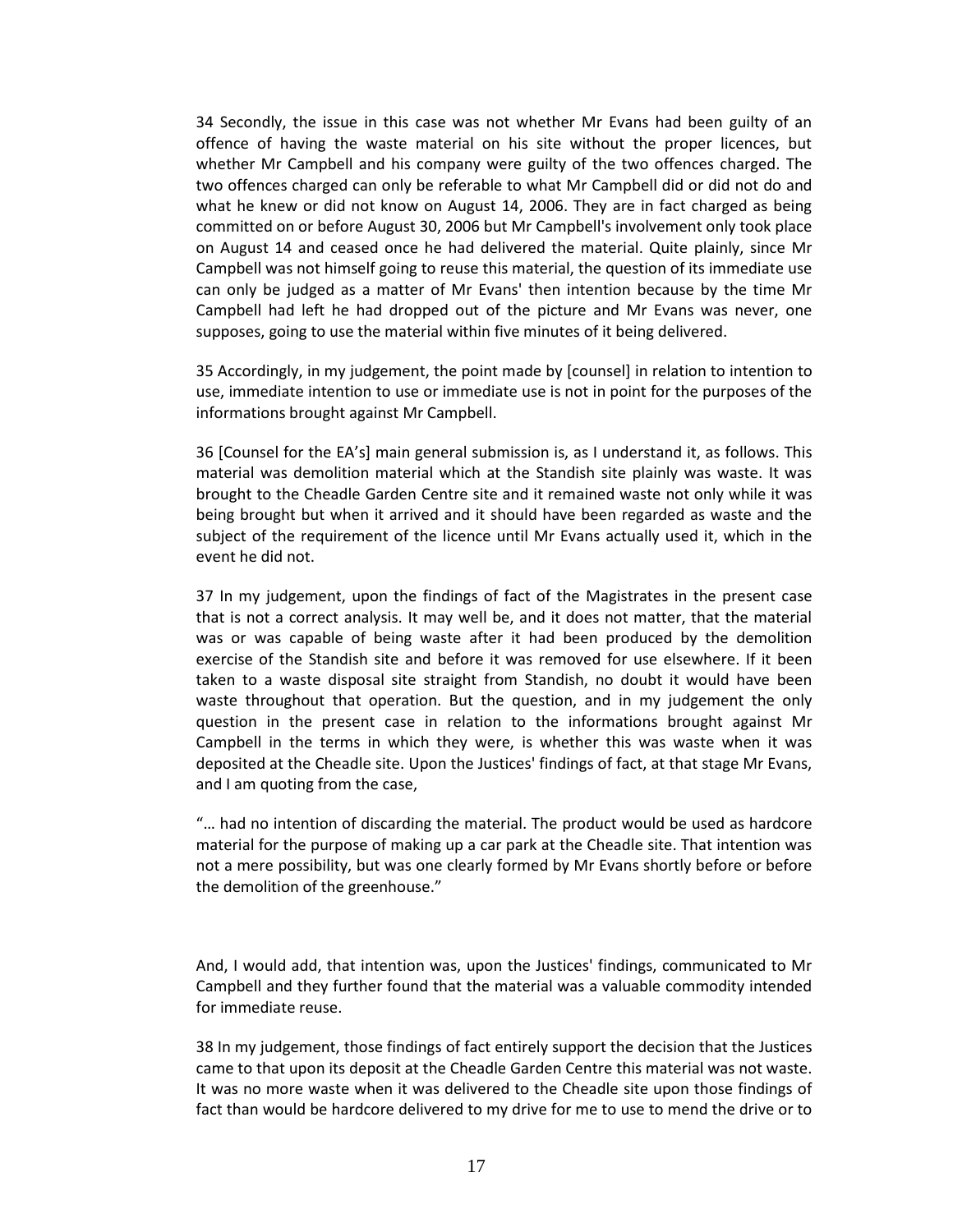34 Secondly, the issue in this case was not whether Mr Evans had been guilty of an offence of having the waste material on his site without the proper licences, but whether Mr Campbell and his company were guilty of the two offences charged. The two offences charged can only be referable to what Mr Campbell did or did not do and what he knew or did not know on August 14, 2006. They are in fact charged as being committed on or before August 30, 2006 but Mr Campbell's involvement only took place on August 14 and ceased once he had delivered the material. Quite plainly, since Mr Campbell was not himself going to reuse this material, the question of its immediate use can only be judged as a matter of Mr Evans' then intention because by the time Mr Campbell had left he had dropped out of the picture and Mr Evans was never, one supposes, going to use the material within five minutes of it being delivered.

35 Accordingly, in my judgement, the point made by [counsel] in relation to intention to use, immediate intention to use or immediate use is not in point for the purposes of the informations brought against Mr Campbell.

36 [Counsel for the EA's] main general submission is, as I understand it, as follows. This material was demolition material which at the Standish site plainly was waste. It was brought to the Cheadle Garden Centre site and it remained waste not only while it was being brought but when it arrived and it should have been regarded as waste and the subject of the requirement of the licence until Mr Evans actually used it, which in the event he did not.

37 In my judgement, upon the findings of fact of the Magistrates in the present case that is not a correct analysis. It may well be, and it does not matter, that the material was or was capable of being waste after it had been produced by the demolition exercise of the Standish site and before it was removed for use elsewhere. If it been taken to a waste disposal site straight from Standish, no doubt it would have been waste throughout that operation. But the question, and in my judgement the only question in the present case in relation to the informations brought against Mr Campbell in the terms in which they were, is whether this was waste when it was deposited at the Cheadle site. Upon the Justices' findings of fact, at that stage Mr Evans, and I am quoting from the case,

"… had no intention of discarding the material. The product would be used as hardcore material for the purpose of making up a car park at the Cheadle site. That intention was not a mere possibility, but was one clearly formed by Mr Evans shortly before or before the demolition of the greenhouse."

And, I would add, that intention was, upon the Justices' findings, communicated to Mr Campbell and they further found that the material was a valuable commodity intended for immediate reuse.

38 In my judgement, those findings of fact entirely support the decision that the Justices came to that upon its deposit at the Cheadle Garden Centre this material was not waste. It was no more waste when it was delivered to the Cheadle site upon those findings of fact than would be hardcore delivered to my drive for me to use to mend the drive or to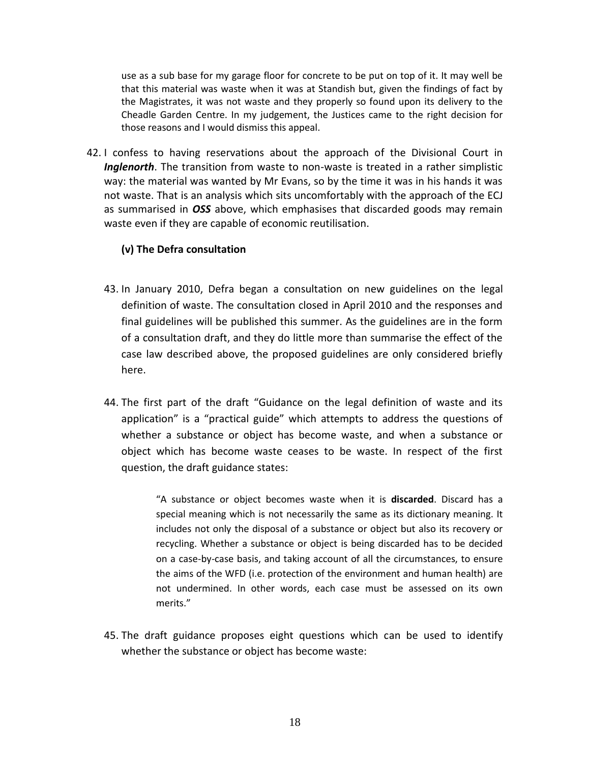> use as a sub base for my garage floor for concrete to be put on top of it. It may well be that this material was waste when it was at Standish but, given the findings of fact by the Magistrates, it was not waste and they properly so found upon its delivery to the Cheadle Garden Centre. In my judgement, the Justices came to the right decision for those reasons and I would dismiss this appeal.

42. I confess to having reservations about the approach of the Divisional Court in ***Inglenorth***. The transition from waste to non-waste is treated in a rather simplistic way: the material was wanted by Mr Evans, so by the time it was in his hands it was not waste. That is an analysis which sits uncomfortably with the approach of the ECJ as summarised in ***OSS*** above, which emphasises that discarded goods may remain waste even if they are capable of economic reutilisation.

### (v) The Defra consultation

43. In January 2010, Defra began a consultation on new guidelines on the legal definition of waste. The consultation closed in April 2010 and the responses and final guidelines will be published this summer. As the guidelines are in the form of a consultation draft, and they do little more than summarise the effect of the case law described above, the proposed guidelines are only considered briefly here.

44. The first part of the draft "Guidance on the legal definition of waste and its application" is a "practical guide" which attempts to address the questions of whether a substance or object has become waste, and when a substance or object which has become waste ceases to be waste. In respect of the first question, the draft guidance states:

> "A substance or object becomes waste when it is **discarded**. Discard has a special meaning which is not necessarily the same as its dictionary meaning. It includes not only the disposal of a substance or object but also its recovery or recycling. Whether a substance or object is being discarded has to be decided on a case-by-case basis, and taking account of all the circumstances, to ensure the aims of the WFD (i.e. protection of the environment and human health) are not undermined. In other words, each case must be assessed on its own merits."

45. The draft guidance proposes eight questions which can be used to identify whether the substance or object has become waste: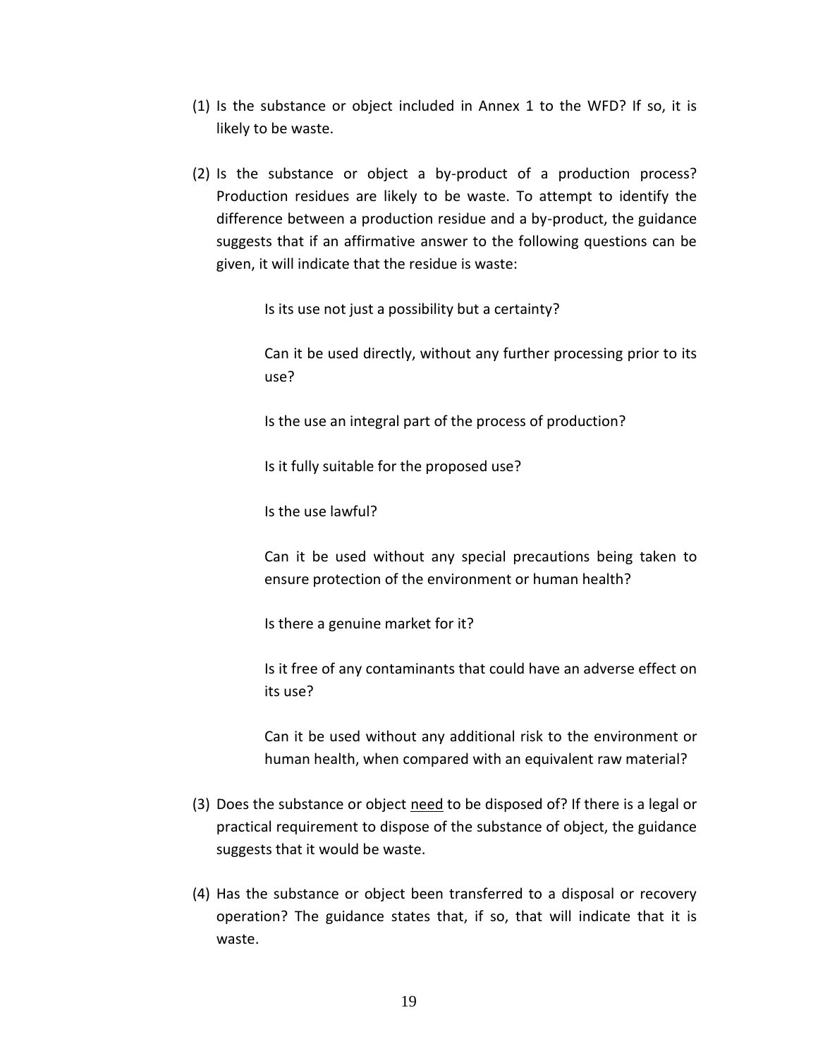(1) Is the substance or object included in Annex 1 to the WFD? If so, it is likely to be waste.

(2) Is the substance or object a by-product of a production process? Production residues are likely to be waste. To attempt to identify the difference between a production residue and a by-product, the guidance suggests that if an affirmative answer to the following questions can be given, it will indicate that the residue is waste:

> Is its use not just a possibility but a certainty?
>
> Can it be used directly, without any further processing prior to its use?
>
> Is the use an integral part of the process of production?
>
> Is it fully suitable for the proposed use?
>
> Is the use lawful?
>
> Can it be used without any special precautions being taken to ensure protection of the environment or human health?
>
> Is there a genuine market for it?
>
> Is it free of any contaminants that could have an adverse effect on its use?
>
> Can it be used without any additional risk to the environment or human health, when compared with an equivalent raw material?

(3) Does the substance or object <u>need</u> to be disposed of? If there is a legal or practical requirement to dispose of the substance of object, the guidance suggests that it would be waste.

(4) Has the substance or object been transferred to a disposal or recovery operation? The guidance states that, if so, that will indicate that it is waste.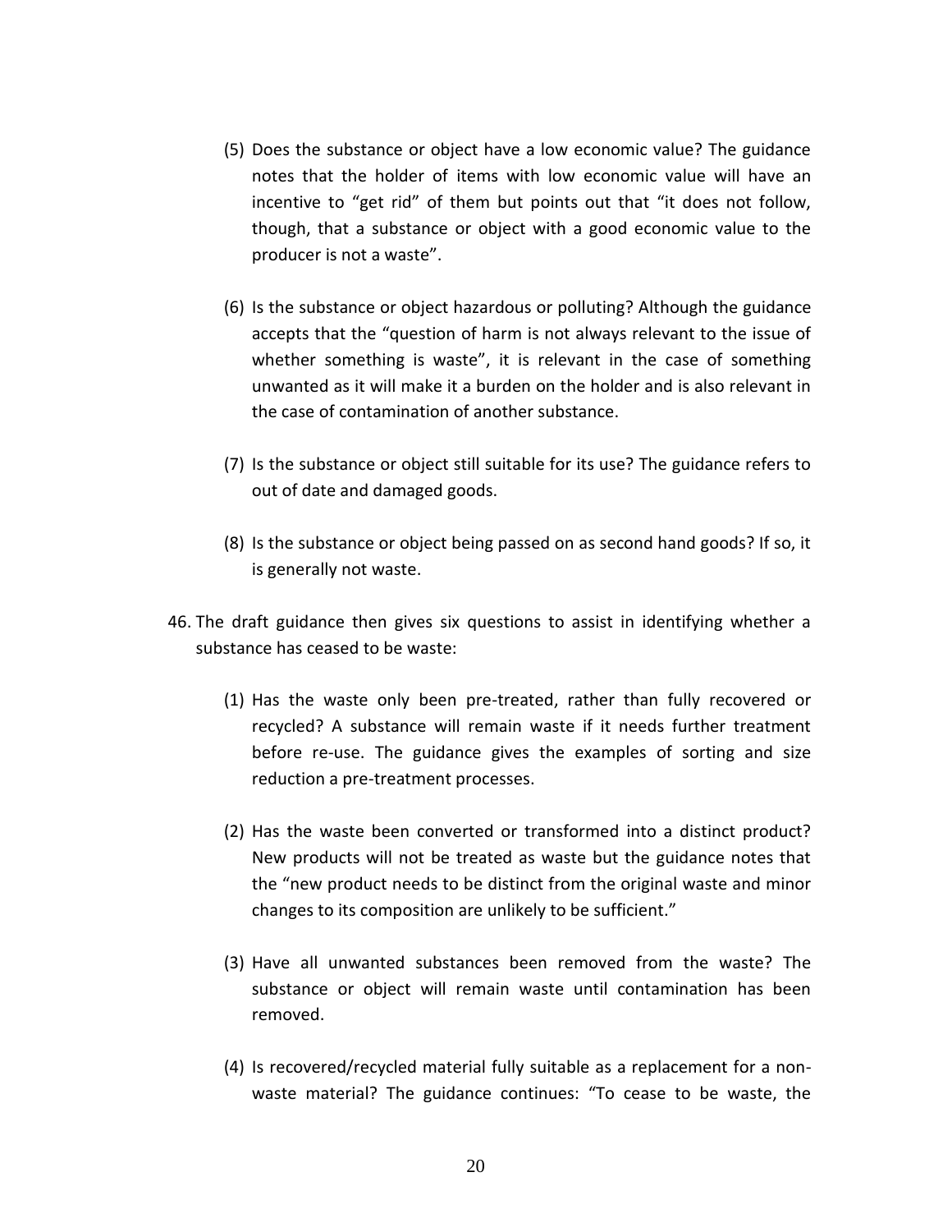(5) Does the substance or object have a low economic value? The guidance notes that the holder of items with low economic value will have an incentive to "get rid" of them but points out that "it does not follow, though, that a substance or object with a good economic value to the producer is not a waste".

(6) Is the substance or object hazardous or polluting? Although the guidance accepts that the "question of harm is not always relevant to the issue of whether something is waste", it is relevant in the case of something unwanted as it will make it a burden on the holder and is also relevant in the case of contamination of another substance.

(7) Is the substance or object still suitable for its use? The guidance refers to out of date and damaged goods.

(8) Is the substance or object being passed on as second hand goods? If so, it is generally not waste.

46. The draft guidance then gives six questions to assist in identifying whether a substance has ceased to be waste:

(1) Has the waste only been pre-treated, rather than fully recovered or recycled? A substance will remain waste if it needs further treatment before re-use. The guidance gives the examples of sorting and size reduction a pre-treatment processes.

(2) Has the waste been converted or transformed into a distinct product? New products will not be treated as waste but the guidance notes that the "new product needs to be distinct from the original waste and minor changes to its composition are unlikely to be sufficient."

(3) Have all unwanted substances been removed from the waste? The substance or object will remain waste until contamination has been removed.

(4) Is recovered/recycled material fully suitable as a replacement for a non-waste material? The guidance continues: "To cease to be waste, the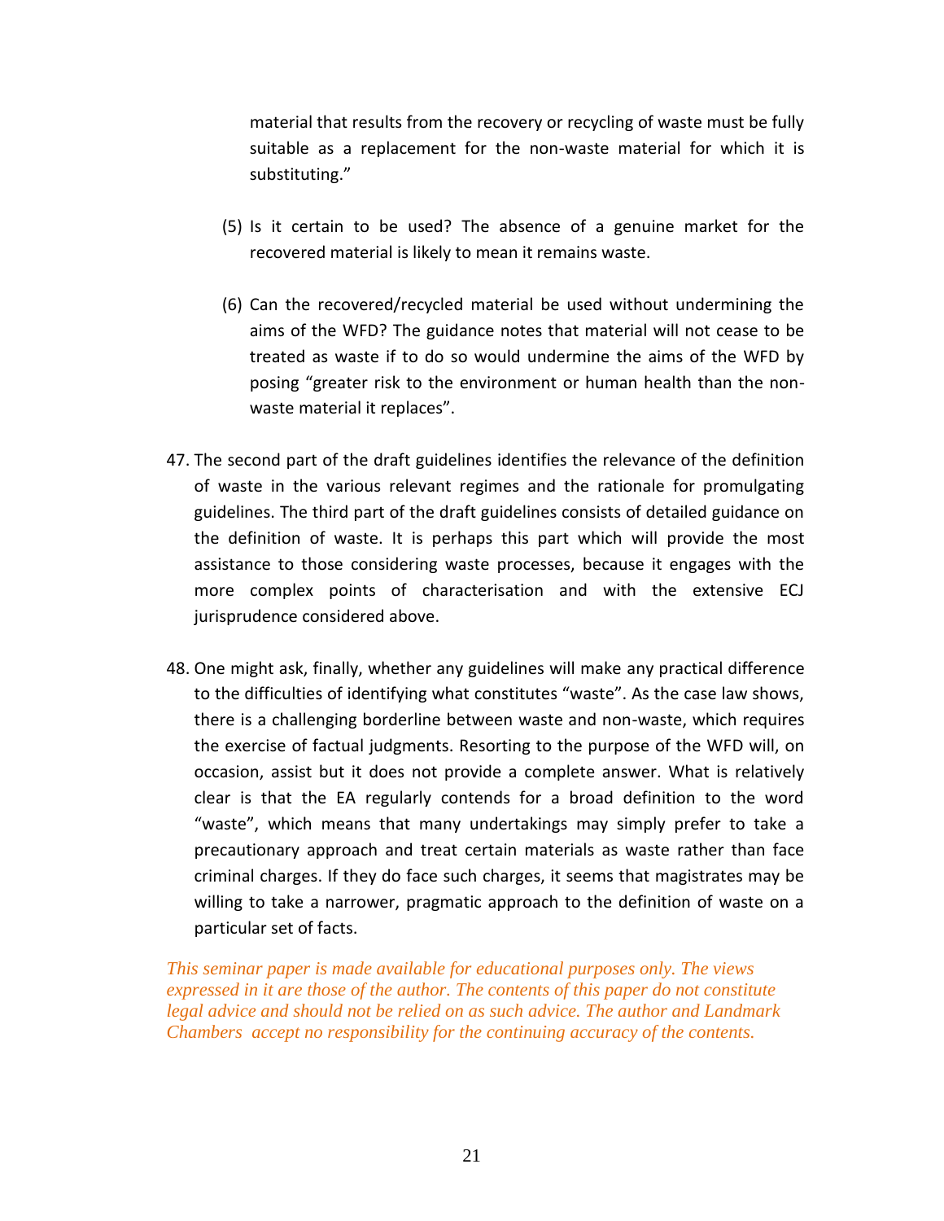material that results from the recovery or recycling of waste must be fully suitable as a replacement for the non-waste material for which it is substituting."

(5) Is it certain to be used? The absence of a genuine market for the recovered material is likely to mean it remains waste.

(6) Can the recovered/recycled material be used without undermining the aims of the WFD? The guidance notes that material will not cease to be treated as waste if to do so would undermine the aims of the WFD by posing "greater risk to the environment or human health than the non-waste material it replaces".

47. The second part of the draft guidelines identifies the relevance of the definition of waste in the various relevant regimes and the rationale for promulgating guidelines. The third part of the draft guidelines consists of detailed guidance on the definition of waste. It is perhaps this part which will provide the most assistance to those considering waste processes, because it engages with the more complex points of characterisation and with the extensive ECJ jurisprudence considered above.

48. One might ask, finally, whether any guidelines will make any practical difference to the difficulties of identifying what constitutes "waste". As the case law shows, there is a challenging borderline between waste and non-waste, which requires the exercise of factual judgments. Resorting to the purpose of the WFD will, on occasion, assist but it does not provide a complete answer. What is relatively clear is that the EA regularly contends for a broad definition to the word "waste", which means that many undertakings may simply prefer to take a precautionary approach and treat certain materials as waste rather than face criminal charges. If they do face such charges, it seems that magistrates may be willing to take a narrower, pragmatic approach to the definition of waste on a particular set of facts.

*This seminar paper is made available for educational purposes only. The views expressed in it are those of the author. The contents of this paper do not constitute legal advice and should not be relied on as such advice. The author and Landmark Chambers accept no responsibility for the continuing accuracy of the contents.*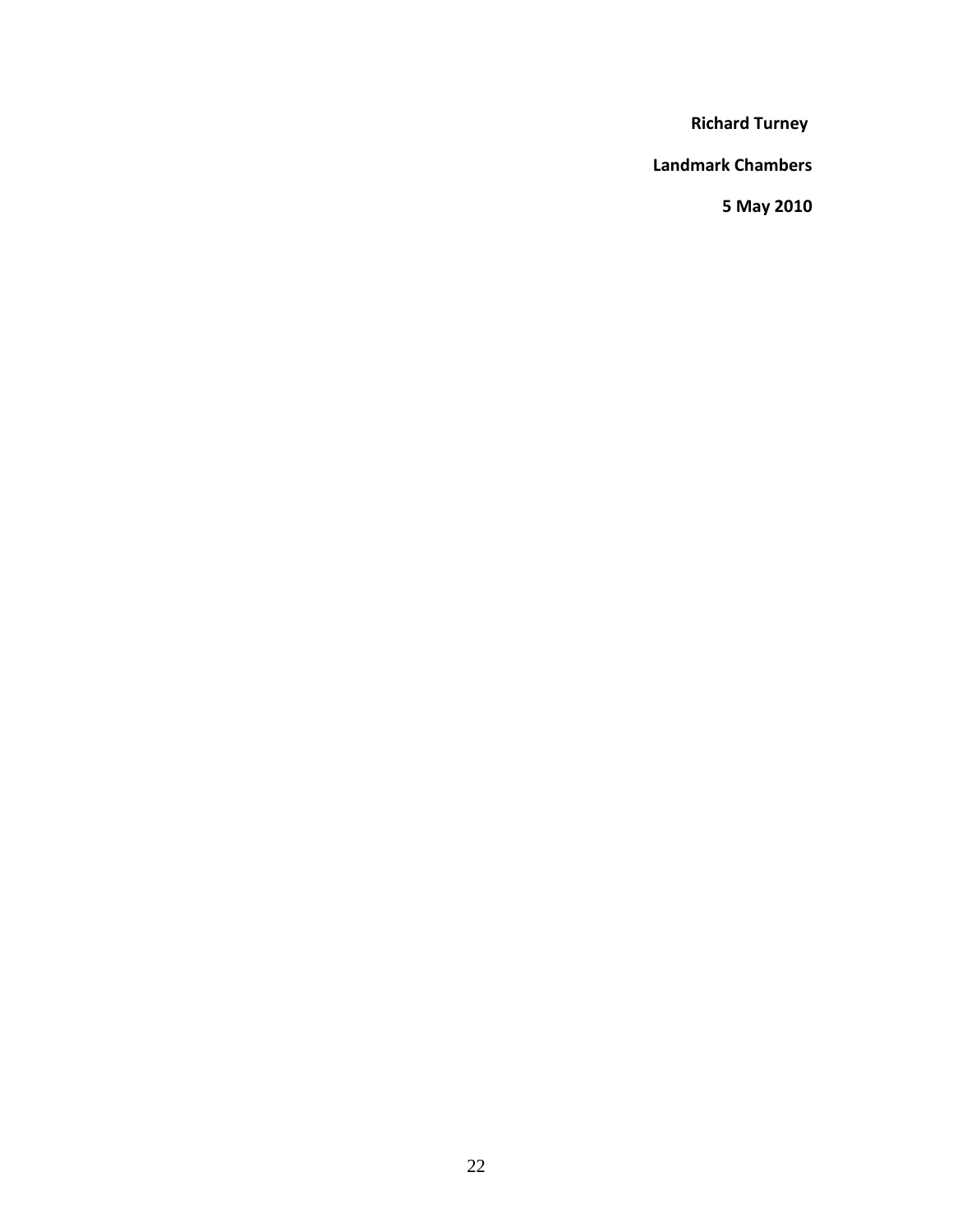**Richard Turney**

**Landmark Chambers**

**5 May 2010**